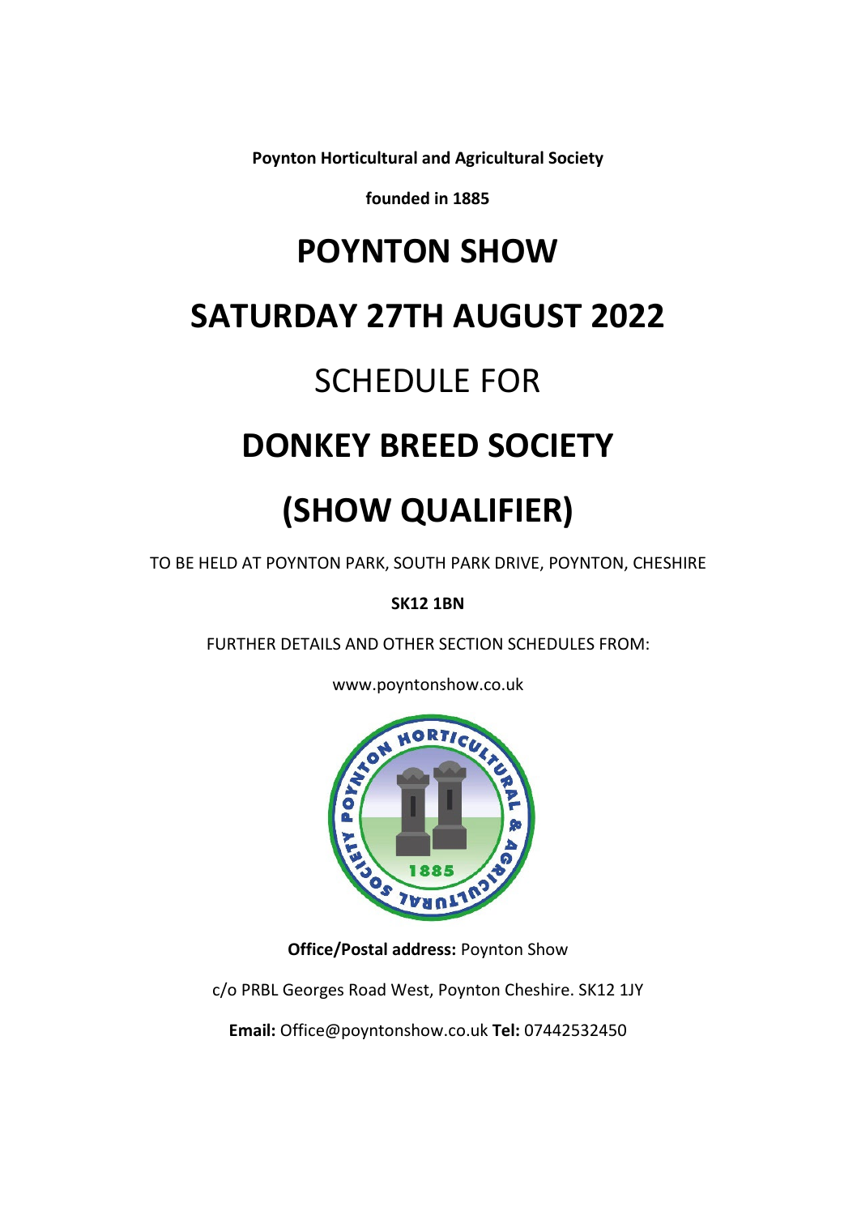**Poynton Horticultural and Agricultural Society**

**founded in 1885**

# POYNTON SHOW

# SATURDAY 27TH AUGUST 2022

## SCHEDULE FOR

# DONKEY BREED SOCIETY

# (SHOW QUALIFIER)

TO BE HELD AT POYNTON PARK, SOUTH PARK DRIVE, POYNTON, CHESHIRE

**SK12 1BN**

FURTHER DETAILS AND OTHER SECTION SCHEDULES FROM:

www.poyntonshow.co.uk

**Office/Postal address:** Poynton Show

c/o PRBL Georges Road West, Poynton Cheshire. SK12 1JY

**Email:** Office@poyntonshow.co.uk **Tel:** 07442532450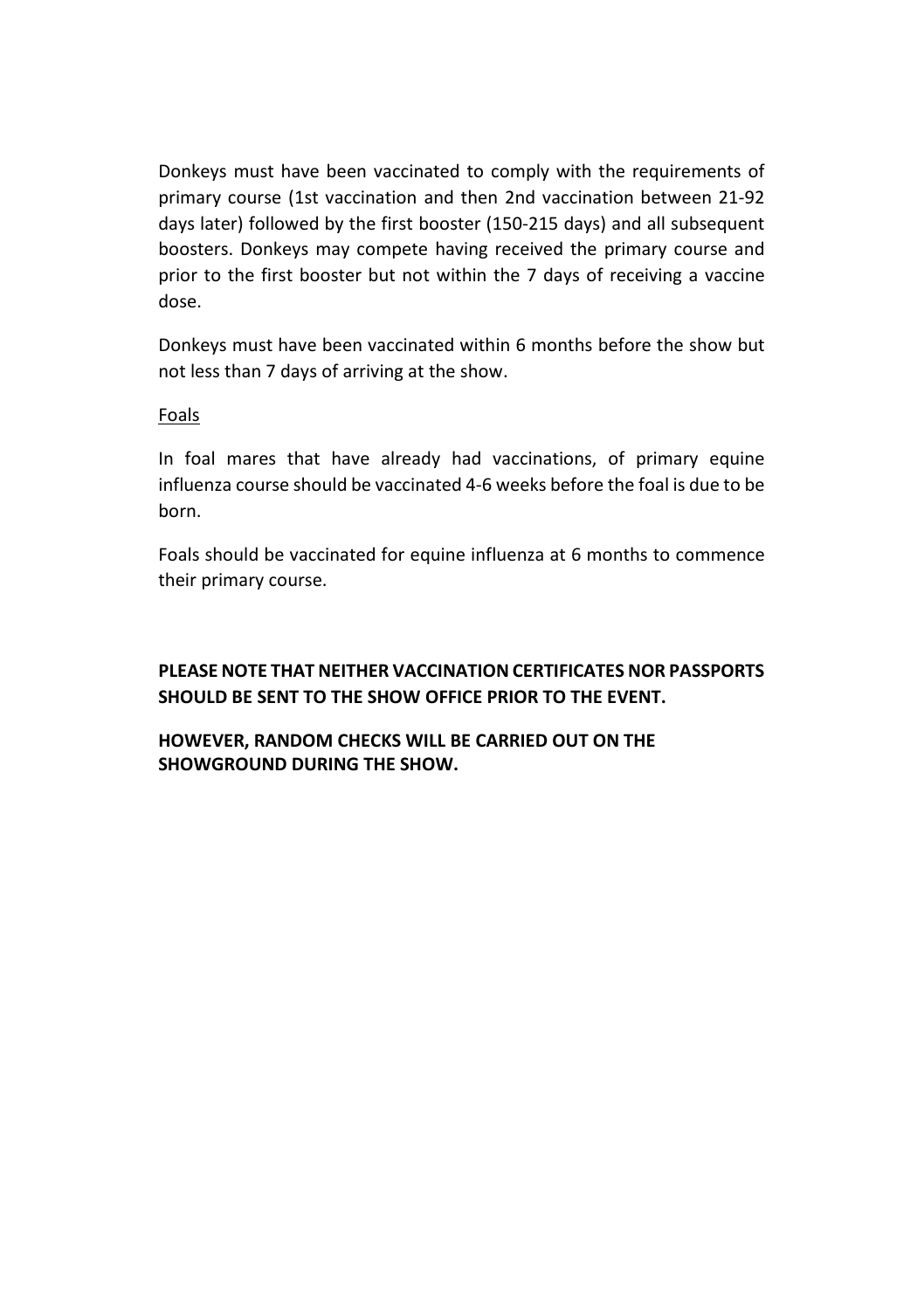Donkeys must have been vaccinated to comply with the requirements of primary course (1st vaccination and then 2nd vaccination between 21-92 days later) followed by the first booster (150-215 days) and all subsequent boosters. Donkeys may compete having received the primary course and prior to the first booster but not within the 7 days of receiving a vaccine dose.

Donkeys must have been vaccinated within 6 months before the show but not less than 7 days of arriving at the show.

Foals

In foal mares that have already had vaccinations, of primary equine influenza course should be vaccinated 4-6 weeks before the foal is due to be born.

Foals should be vaccinated for equine influenza at 6 months to commence their primary course.

**PLEASE NOTE THAT NEITHER VACCINATION CERTIFICATES NOR PASSPORTS SHOULD BE SENT TO THE SHOW OFFICE PRIOR TO THE EVENT.**

**HOWEVER, RANDOM CHECKS WILL BE CARRIED OUT ON THE SHOWGROUND DURING THE SHOW.**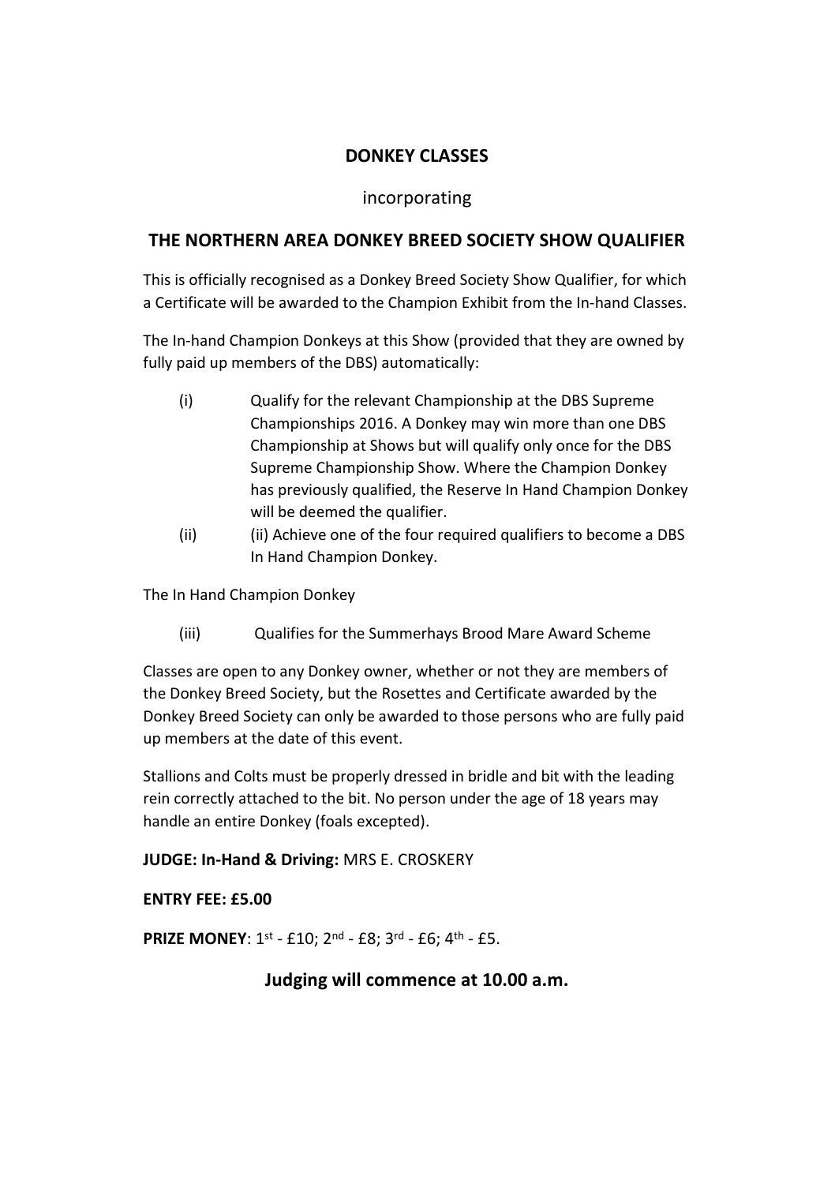## DONKEY CLASSES

incorporating

## THE NORTHERN AREA DONKEY BREED SOCIETY SHOW QUALIFIER

This is officially recognised as a Donkey Breed Society Show Qualifier, for which a Certificate will be awarded to the Champion Exhibit from the In-hand Classes.

The In-hand Champion Donkeys at this Show (provided that they are owned by fully paid up members of the DBS) automatically:

(i) Qualify for the relevant Championship at the DBS Supreme Championships 2016. A Donkey may win more than one DBS Championship at Shows but will qualify only once for the DBS Supreme Championship Show. Where the Champion Donkey has previously qualified, the Reserve In Hand Champion Donkey will be deemed the qualifier.

(ii) (ii) Achieve one of the four required qualifiers to become a DBS In Hand Champion Donkey.

The In Hand Champion Donkey

(iii) Qualifies for the Summerhays Brood Mare Award Scheme

Classes are open to any Donkey owner, whether or not they are members of the Donkey Breed Society, but the Rosettes and Certificate awarded by the Donkey Breed Society can only be awarded to those persons who are fully paid up members at the date of this event.

Stallions and Colts must be properly dressed in bridle and bit with the leading rein correctly attached to the bit. No person under the age of 18 years may handle an entire Donkey (foals excepted).

**JUDGE: In-Hand & Driving:** MRS E. CROSKERY

**ENTRY FEE: £5.00**

**PRIZE MONEY**: 1st - £10; 2nd - £8; 3rd - £6; 4th - £5.

**Judging will commence at 10.00 a.m.**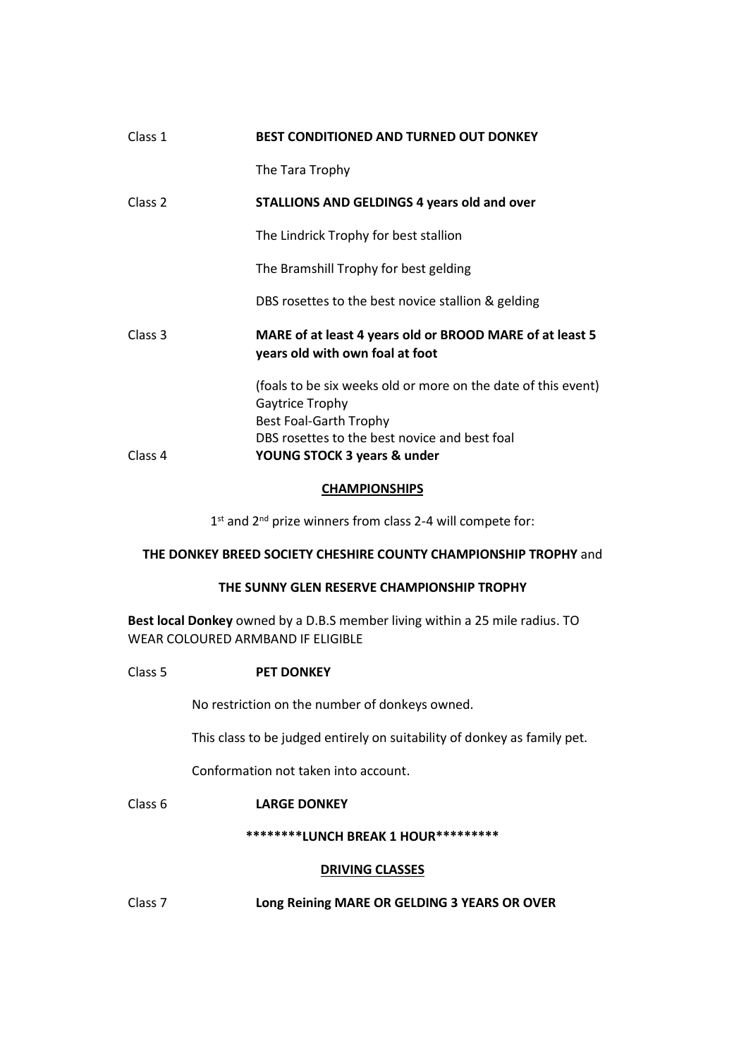Class 1 **BEST CONDITIONED AND TURNED OUT DONKEY**

The Tara Trophy

Class 2 **STALLIONS AND GELDINGS 4 years old and over**

The Lindrick Trophy for best stallion

The Bramshill Trophy for best gelding

DBS rosettes to the best novice stallion & gelding

Class 3 **MARE of at least 4 years old or BROOD MARE of at least 5 years old with own foal at foot**

(foals to be six weeks old or more on the date of this event)
Gaytrice Trophy
Best Foal-Garth Trophy
DBS rosettes to the best novice and best foal

Class 4 **YOUNG STOCK 3 years & under**

## CHAMPIONSHIPS

1st and 2nd prize winners from class 2-4 will compete for:

**THE DONKEY BREED SOCIETY CHESHIRE COUNTY CHAMPIONSHIP TROPHY** and

**THE SUNNY GLEN RESERVE CHAMPIONSHIP TROPHY**

**Best local Donkey** owned by a D.B.S member living within a 25 mile radius. TO WEAR COLOURED ARMBAND IF ELIGIBLE

Class 5 **PET DONKEY**

No restriction on the number of donkeys owned.

This class to be judged entirely on suitability of donkey as family pet.

Conformation not taken into account.

Class 6 **LARGE DONKEY**

**********LUNCH BREAK 1 HOUR************

## DRIVING CLASSES

Class 7 **Long Reining MARE OR GELDING 3 YEARS OR OVER**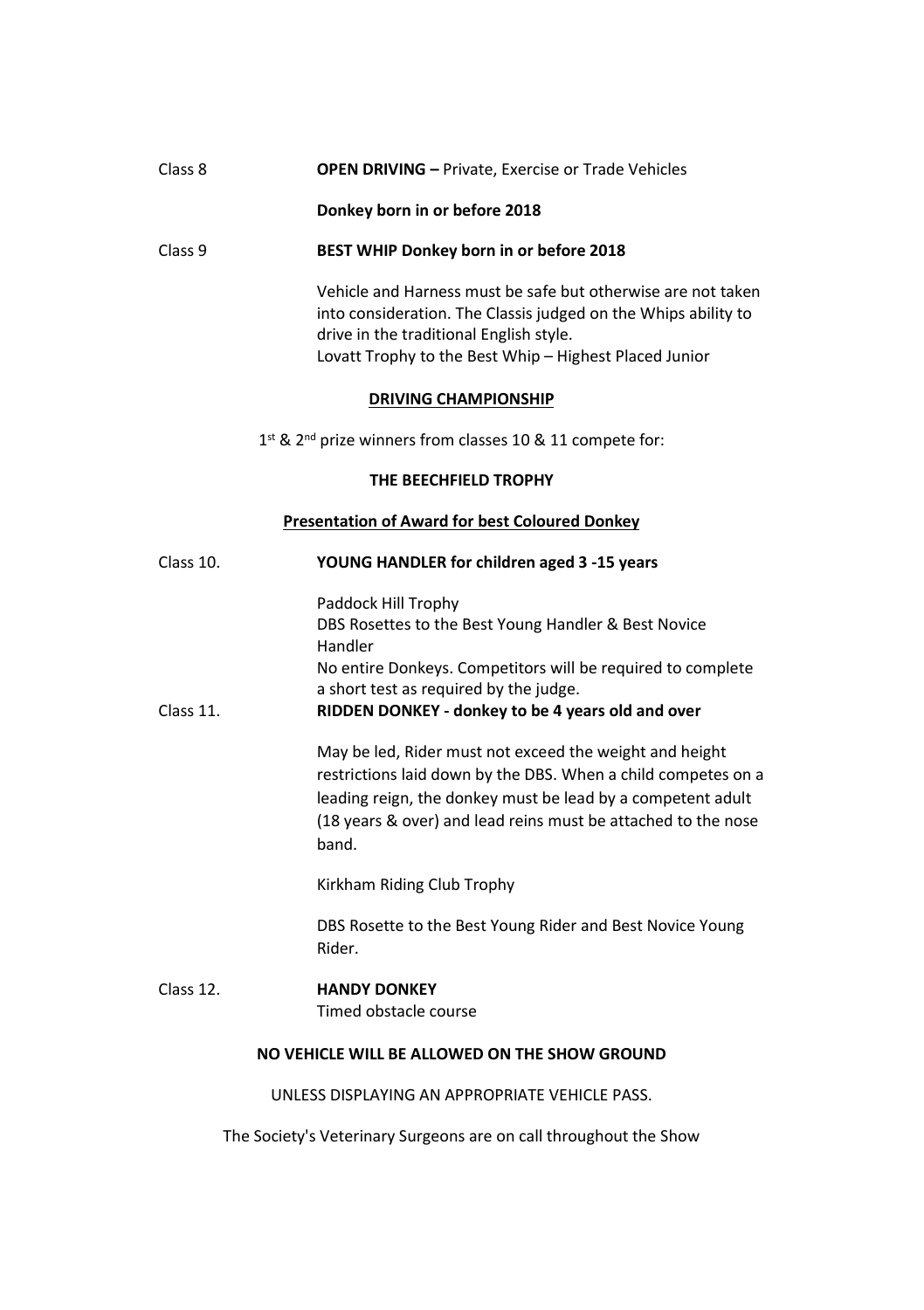Class 8 **OPEN DRIVING –** Private, Exercise or Trade Vehicles

**Donkey born in or before 2018**

Class 9 **BEST WHIP Donkey born in or before 2018**

Vehicle and Harness must be safe but otherwise are not taken into consideration. The Classis judged on the Whips ability to drive in the traditional English style.
Lovatt Trophy to the Best Whip – Highest Placed Junior

**DRIVING CHAMPIONSHIP**

1st & 2nd prize winners from classes 10 & 11 compete for:

**THE BEECHFIELD TROPHY**

**Presentation of Award for best Coloured Donkey**

Class 10. **YOUNG HANDLER for children aged 3 -15 years**

Paddock Hill Trophy
DBS Rosettes to the Best Young Handler & Best Novice Handler
No entire Donkeys. Competitors will be required to complete a short test as required by the judge.

Class 11. **RIDDEN DONKEY - donkey to be 4 years old and over**

May be led, Rider must not exceed the weight and height restrictions laid down by the DBS. When a child competes on a leading reign, the donkey must be lead by a competent adult (18 years & over) and lead reins must be attached to the nose band.

Kirkham Riding Club Trophy

DBS Rosette to the Best Young Rider and Best Novice Young Rider.

Class 12. **HANDY DONKEY**
Timed obstacle course

**NO VEHICLE WILL BE ALLOWED ON THE SHOW GROUND**

UNLESS DISPLAYING AN APPROPRIATE VEHICLE PASS.

The Society's Veterinary Surgeons are on call throughout the Show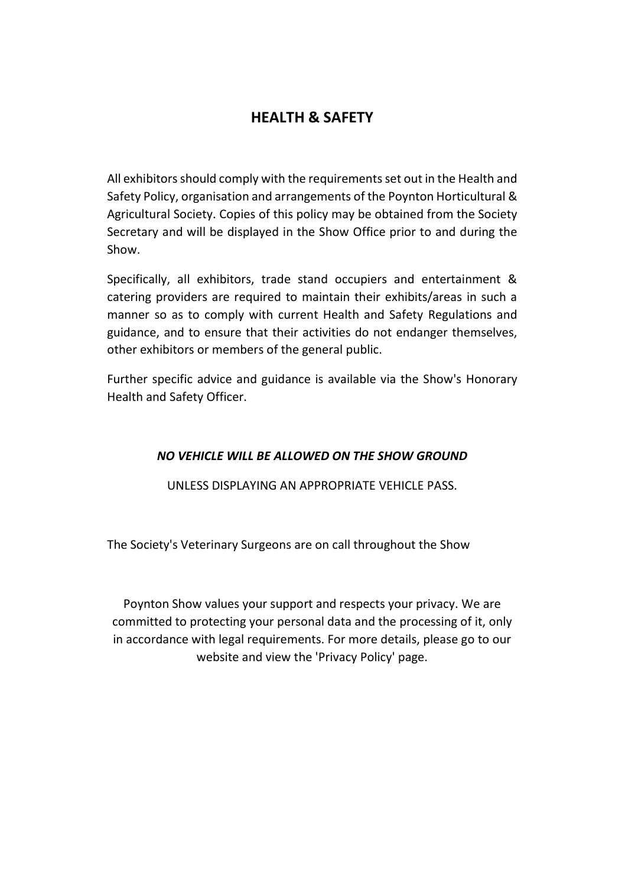# HEALTH & SAFETY

All exhibitors should comply with the requirements set out in the Health and Safety Policy, organisation and arrangements of the Poynton Horticultural & Agricultural Society. Copies of this policy may be obtained from the Society Secretary and will be displayed in the Show Office prior to and during the Show.

Specifically, all exhibitors, trade stand occupiers and entertainment & catering providers are required to maintain their exhibits/areas in such a manner so as to comply with current Health and Safety Regulations and guidance, and to ensure that their activities do not endanger themselves, other exhibitors or members of the general public.

Further specific advice and guidance is available via the Show's Honorary Health and Safety Officer.

***NO VEHICLE WILL BE ALLOWED ON THE SHOW GROUND***

UNLESS DISPLAYING AN APPROPRIATE VEHICLE PASS.

The Society's Veterinary Surgeons are on call throughout the Show

Poynton Show values your support and respects your privacy. We are committed to protecting your personal data and the processing of it, only in accordance with legal requirements. For more details, please go to our website and view the 'Privacy Policy' page.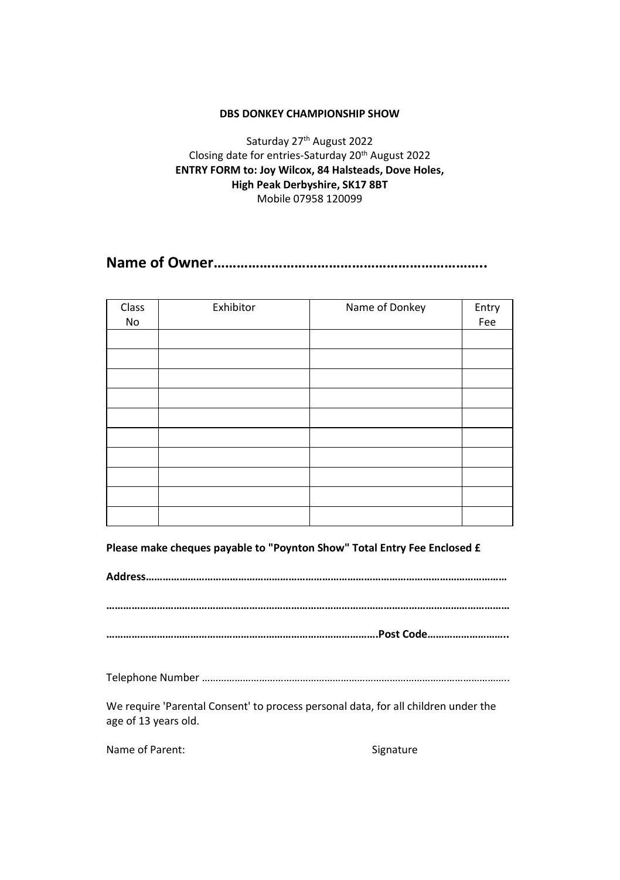**DBS DONKEY CHAMPIONSHIP SHOW**

Saturday 27th August 2022
Closing date for entries-Saturday 20th August 2022
**ENTRY FORM to: Joy Wilcox, 84 Halsteads, Dove Holes, High Peak Derbyshire, SK17 8BT**
Mobile 07958 120099

## Name of Owner……………………………………………………………..

| Class No | Exhibitor | Name of Donkey | Entry Fee |
|---|---|---|---|
| | | | |
| | | | |
| | | | |
| | | | |
| | | | |
| | | | |
| | | | |
| | | | |
| | | | |
| | | | |

**Please make cheques payable to "Poynton Show" Total Entry Fee Enclosed £**

**Address………………………………………………………………………………………………………………**

**……………………………………………………………………………………………………………………………**

**………………………………………………………………………………….Post Code………………………..**

Telephone Number ………………………………………………………………………………………………..

We require 'Parental Consent' to process personal data, for all children under the age of 13 years old.

Name of Parent: Signature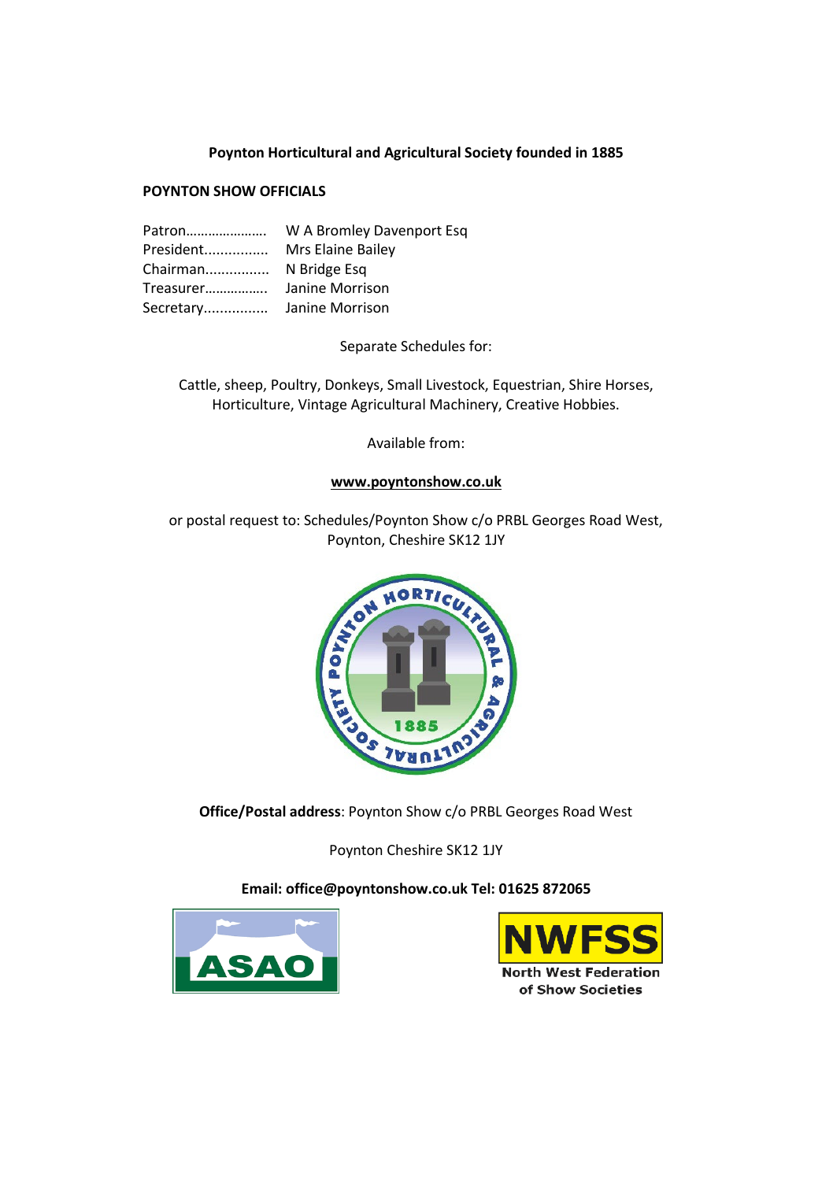**Poynton Horticultural and Agricultural Society founded in 1885**

**POYNTON SHOW OFFICIALS**

Patron…………………. W A Bromley Davenport Esq
President................ Mrs Elaine Bailey
Chairman................ N Bridge Esq
Treasurer……………. Janine Morrison
Secretary................ Janine Morrison

Separate Schedules for:

Cattle, sheep, Poultry, Donkeys, Small Livestock, Equestrian, Shire Horses, Horticulture, Vintage Agricultural Machinery, Creative Hobbies.

Available from:

**www.poyntonshow.co.uk**

or postal request to: Schedules/Poynton Show c/o PRBL Georges Road West, Poynton, Cheshire SK12 1JY

**Office/Postal address**: Poynton Show c/o PRBL Georges Road West

Poynton Cheshire SK12 1JY

**Email: office@poyntonshow.co.uk Tel: 01625 872065**